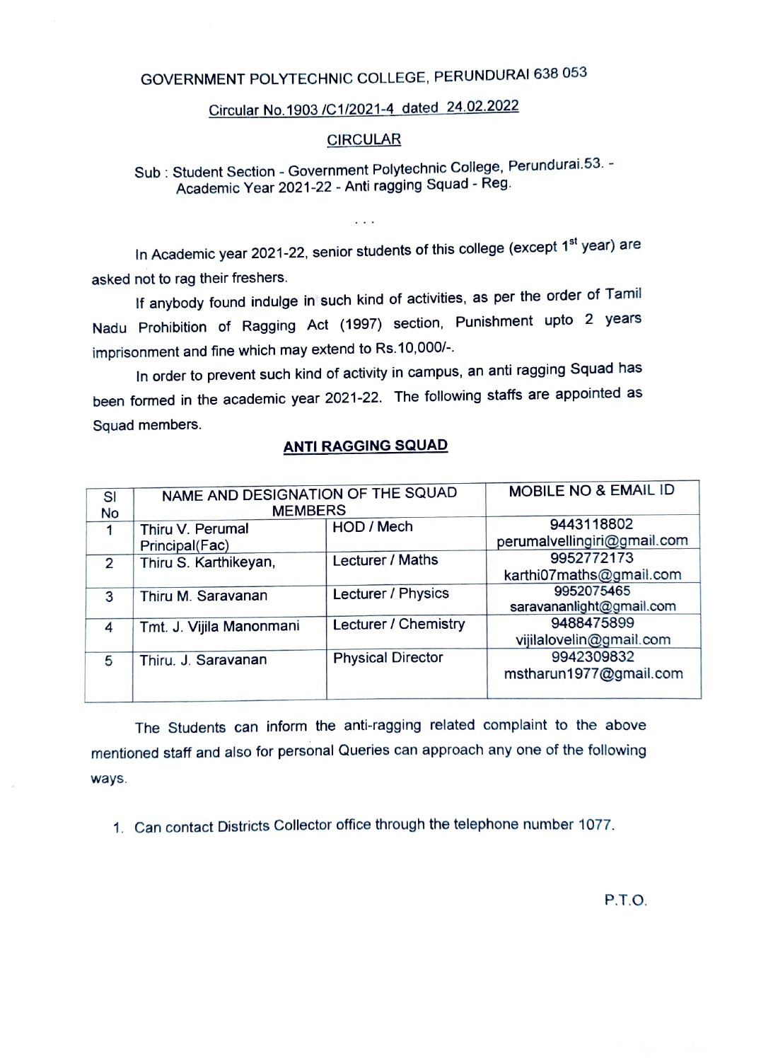GOVERNMENT POLYTECHNIC COLLEGE, PERUNDURAI 638 053

Circular No.1903 /C1/2021-4 dated 24.02.2022

CIRCULAR

Sub : Student Section - Government Polytechnic College, Perundurai.53. - Academic Year 2021-22 - Anti ragging Squad - Reg.

. . .

In Academic year 2021-22, senior students of this college (except 1st year) are asked not to rag their freshers.

If anybody found indulge in such kind of activities, as per the order of Tamil Nadu Prohibition of Ragging Act (1997) section, Punishment upto 2 years imprisonment and fine which may extend to Rs.10,000/-.

In order to prevent such kind of activity in campus, an anti ragging Squad has been formed in the academic year 2021-22. The following staffs are appointed as Squad members.

**ANTI RAGGING SQUAD**

| Sl No | NAME AND DESIGNATION OF THE SQUAD MEMBERS | | MOBILE NO & EMAIL ID |
|---|---|---|---|
| 1 | Thiru V. Perumal Principal(Fac) | HOD / Mech | 9443118802 perumalvellingiri@gmail.com |
| 2 | Thiru S. Karthikeyan, | Lecturer / Maths | 9952772173 karthi07maths@gmail.com |
| 3 | Thiru M. Saravanan | Lecturer / Physics | 9952075465 saravananlight@gmail.com |
| 4 | Tmt. J. Vijila Manonmani | Lecturer / Chemistry | 9488475899 vijilalovelin@gmail.com |
| 5 | Thiru. J. Saravanan | Physical Director | 9942309832 mstharun1977@gmail.com |

The Students can inform the anti-ragging related complaint to the above mentioned staff and also for personal Queries can approach any one of the following ways.

1. Can contact Districts Collector office through the telephone number 1077.

P.T.O.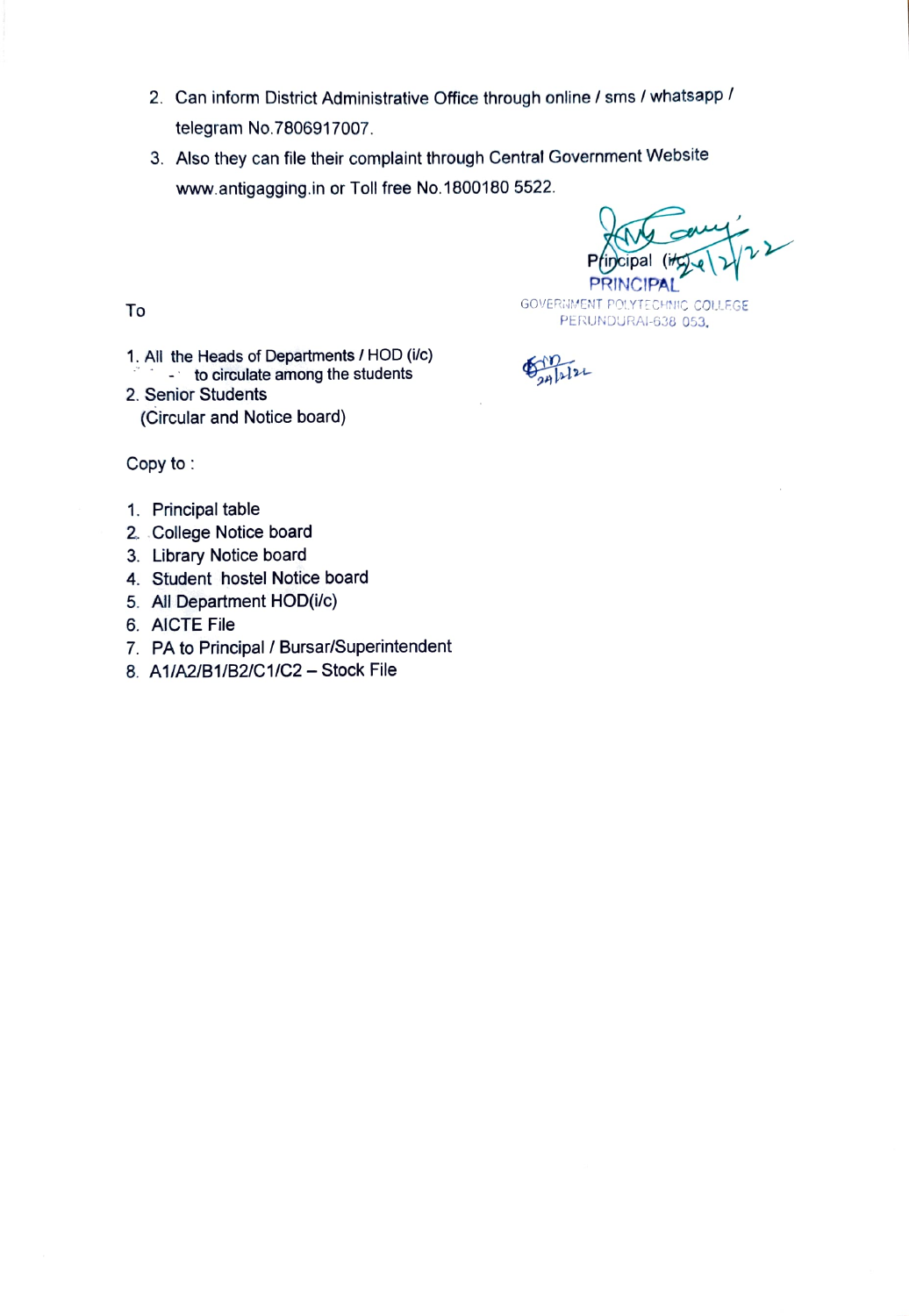2. Can inform District Administrative Office through online / sms / whatsapp / telegram No.7806917007.
3. Also they can file their complaint through Central Government Website www.antigagging.in or Toll free No.1800180 5522.

Principal (i/c) 24/2/22

PRINCIPAL
GOVERNMENT POLYTECHNIC COLLEGE
PERUNDURAI-638 053.

To

1. All the Heads of Departments / HOD (i/c) - to circulate among the students
2. Senior Students (Circular and Notice board)

Copy to :

1. Principal table
2. College Notice board
3. Library Notice board
4. Student hostel Notice board
5. All Department HOD(i/c)
6. AICTE File
7. PA to Principal / Bursar/Superintendent
8. A1/A2/B1/B2/C1/C2 – Stock File